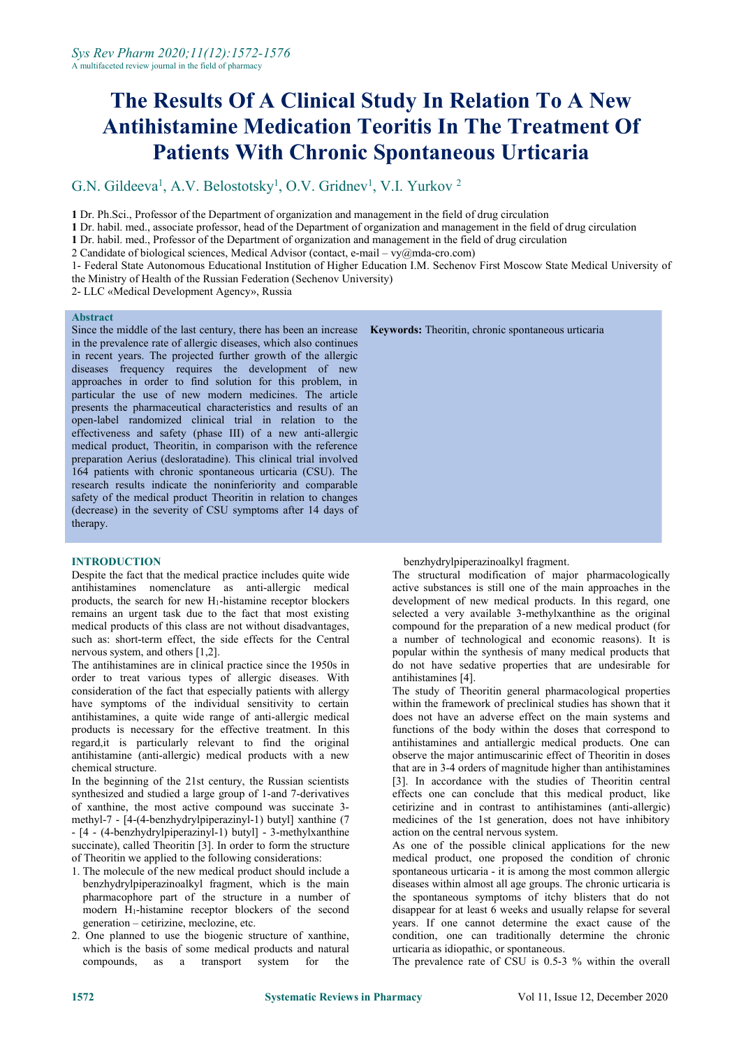# The Results Of A Clinical Study In Relation To A New Antihistamine Medication Teoritis In The Treatment Of Patients With Chronic Spontaneous Urticaria

G.N. Gildeeva[1], A.V. Belostotsky[1], O.V. Gridnev[1], V.I. Yurkov [2]

**1** Dr. Ph.Sci., Professor of the Department of organization and management in the field of drug circulation
**1** Dr. habil. med., associate professor, head of the Department of organization and management in the field of drug circulation
**1** Dr. habil. med., Professor of the Department of organization and management in the field of drug circulation
2 Candidate of biological sciences, Medical Advisor (contact, e-mail – vy@mda-cro.com)
1- Federal State Autonomous Educational Institution of Higher Education I.M. Sechenov First Moscow State Medical University of the Ministry of Health of the Russian Federation (Sechenov University)
2- LLC «Medical Development Agency», Russia

## Abstract

Since the middle of the last century, there has been an increase in the prevalence rate of allergic diseases, which also continues in recent years. The projected further growth of the allergic diseases frequency requires the development of new approaches in order to find solution for this problem, in particular the use of new modern medicines. The article presents the pharmaceutical characteristics and results of an open-label randomized clinical trial in relation to the effectiveness and safety (phase III) of a new anti-allergic medical product, Theoritin, in comparison with the reference preparation Aerius (desloratadine). This clinical trial involved 164 patients with chronic spontaneous urticaria (CSU). The research results indicate the noninferiority and comparable safety of the medical product Theoritin in relation to changes (decrease) in the severity of CSU symptoms after 14 days of therapy.

**Keywords:** Theoritin, chronic spontaneous urticaria

## INTRODUCTION

Despite the fact that the medical practice includes quite wide antihistamines nomenclature as anti-allergic medical products, the search for new $H_1$-histamine receptor blockers remains an urgent task due to the fact that most existing medical products of this class are not without disadvantages, such as: short-term effect, the side effects for the Central nervous system, and others [1,2].

The antihistamines are in clinical practice since the 1950s in order to treat various types of allergic diseases. With consideration of the fact that especially patients with allergy have symptoms of the individual sensitivity to certain antihistamines, a quite wide range of anti-allergic medical products is necessary for the effective treatment. In this regard,it is particularly relevant to find the original antihistamine (anti-allergic) medical products with a new chemical structure.

In the beginning of the 21st century, the Russian scientists synthesized and studied a large group of 1-and 7-derivatives of xanthine, the most active compound was succinate 3-methyl-7 - [4-(4-benzhydrylpiperazinyl-1) butyl] xanthine (7 - [4 - (4-benzhydrylpiperazinyl-1) butyl] - 3-methylxanthine succinate), called Theoritin [3]. In order to form the structure of Theoritin we applied to the following considerations:

1. The molecule of the new medical product should include a benzhydrylpiperazinoalkyl fragment, which is the main pharmacophore part of the structure in a number of modern $H_1$-histamine receptor blockers of the second generation – cetirizine, meclozine, etc.
2. One planned to use the biogenic structure of xanthine, which is the basis of some medical products and natural compounds, as a transport system for the benzhydrylpiperazinoalkyl fragment.

The structural modification of major pharmacologically active substances is still one of the main approaches in the development of new medical products. In this regard, one selected a very available 3-methylxanthine as the original compound for the preparation of a new medical product (for a number of technological and economic reasons). It is popular within the synthesis of many medical products that do not have sedative properties that are undesirable for antihistamines [4].

The study of Theoritin general pharmacological properties within the framework of preclinical studies has shown that it does not have an adverse effect on the main systems and functions of the body within the doses that correspond to antihistamines and antiallergic medical products. One can observe the major antimuscarinic effect of Theoritin in doses that are in 3-4 orders of magnitude higher than antihistamines [3]. In accordance with the studies of Theoritin central effects one can conclude that this medical product, like cetirizine and in contrast to antihistamines (anti-allergic) medicines of the 1st generation, does not have inhibitory action on the central nervous system.

As one of the possible clinical applications for the new medical product, one proposed the condition of chronic spontaneous urticaria - it is among the most common allergic diseases within almost all age groups. The chronic urticaria is the spontaneous symptoms of itchy blisters that do not disappear for at least 6 weeks and usually relapse for several years. If one cannot determine the exact cause of the condition, one can traditionally determine the chronic urticaria as idiopathic, or spontaneous.

The prevalence rate of CSU is 0.5-3 % within the overall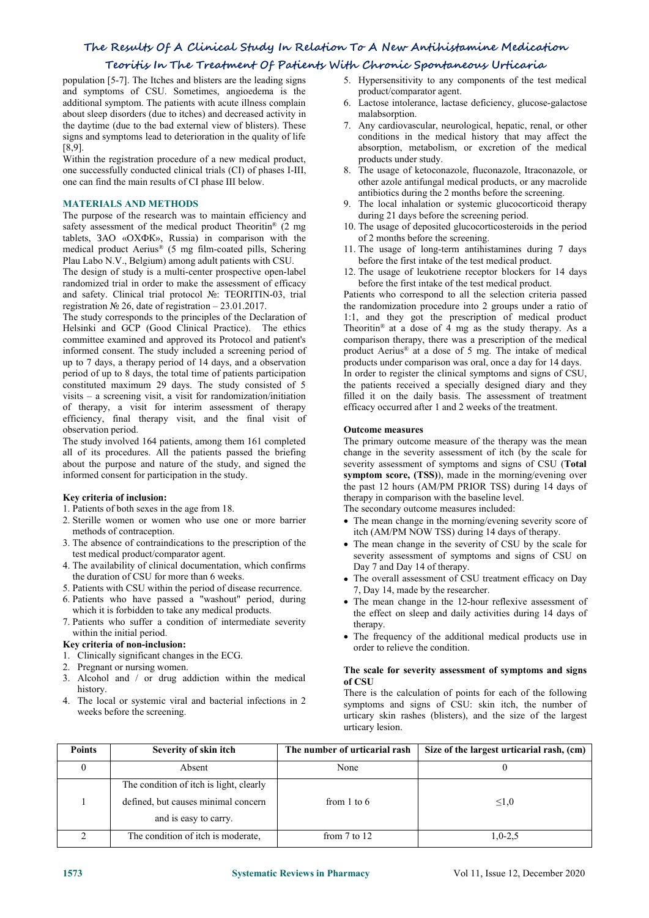population [5-7]. The Itches and blisters are the leading signs and symptoms of CSU. Sometimes, angioedema is the additional symptom. The patients with acute illness complain about sleep disorders (due to itches) and decreased activity in the daytime (due to the bad external view of blisters). These signs and symptoms lead to deterioration in the quality of life [8,9].

Within the registration procedure of a new medical product, one successfully conducted clinical trials (CI) of phases I-III, one can find the main results of CI phase III below.

## MATERIALS AND METHODS

The purpose of the research was to maintain efficiency and safety assessment of the medical product Theoritin® (2 mg tablets, ЗАО «ОХФК», Russia) in comparison with the medical product Aerius® (5 mg film-coated pills, Schering Plau Labo N.V., Belgium) among adult patients with CSU.

The design of study is a multi-center prospective open-label randomized trial in order to make the assessment of efficacy and safety. Clinical trial protocol №: TEORITIN-03, trial registration № 26, date of registration – 23.01.2017.

The study corresponds to the principles of the Declaration of Helsinki and GCP (Good Clinical Practice). The ethics committee examined and approved its Protocol and patient's informed consent. The study included a screening period of up to 7 days, a therapy period of 14 days, and a observation period of up to 8 days, the total time of patients participation constituted maximum 29 days. The study consisted of 5 visits – a screening visit, a visit for randomization/initiation of therapy, a visit for interim assessment of therapy efficiency, final therapy visit, and the final visit of observation period.

The study involved 164 patients, among them 161 completed all of its procedures. All the patients passed the briefing about the purpose and nature of the study, and signed the informed consent for participation in the study.

**Key criteria of inclusion:**

1. Patients of both sexes in the age from 18.
2. Sterille women or women who use one or more barrier methods of contraception.
3. The absence of contraindications to the prescription of the test medical product/comparator agent.
4. The availability of clinical documentation, which confirms the duration of CSU for more than 6 weeks.
5. Patients with CSU within the period of disease recurrence.
6. Patients who have passed a "washout" period, during which it is forbidden to take any medical products.
7. Patients who suffer a condition of intermediate severity within the initial period.

**Key criteria of non-inclusion:**

1. Clinically significant changes in the ECG.
2. Pregnant or nursing women.
3. Alcohol and / or drug addiction within the medical history.
4. The local or systemic viral and bacterial infections in 2 weeks before the screening.
5. Hypersensitivity to any components of the test medical product/comparator agent.
6. Lactose intolerance, lactase deficiency, glucose-galactose malabsorption.
7. Any cardiovascular, neurological, hepatic, renal, or other conditions in the medical history that may affect the absorption, metabolism, or excretion of the medical products under study.
8. The usage of ketoconazole, fluconazole, Itraconazole, or other azole antifungal medical products, or any macrolide antibiotics during the 2 months before the screening.
9. The local inhalation or systemic glucocorticoid therapy during 21 days before the screening period.
10. The usage of deposited glucocorticosteroids in the period of 2 months before the screening.
11. The usage of long-term antihistamines during 7 days before the first intake of the test medical product.
12. The usage of leukotriene receptor blockers for 14 days before the first intake of the test medical product.

Patients who correspond to all the selection criteria passed the randomization procedure into 2 groups under a ratio of 1:1, and they got the prescription of medical product Theoritin® at a dose of 4 mg as the study therapy. As a comparison therapy, there was a prescription of the medical product Aerius® at a dose of 5 mg. The intake of medical products under comparison was oral, once a day for 14 days.

In order to register the clinical symptoms and signs of CSU, the patients received a specially designed diary and they filled it on the daily basis. The assessment of treatment efficacy occurred after 1 and 2 weeks of the treatment.

### Outcome measures

The primary outcome measure of the therapy was the mean change in the severity assessment of itch (by the scale for severity assessment of symptoms and signs of CSU (**Total symptom score, (TSS)**), made in the morning/evening over the past 12 hours (AM/PM PRIOR TSS) during 14 days of therapy in comparison with the baseline level.

The secondary outcome measures included:

- The mean change in the morning/evening severity score of itch (AM/PM NOW TSS) during 14 days of therapy.
- The mean change in the severity of CSU by the scale for severity assessment of symptoms and signs of CSU on Day 7 and Day 14 of therapy.
- The overall assessment of CSU treatment efficacy on Day 7, Day 14, made by the researcher.
- The mean change in the 12-hour reflexive assessment of the effect on sleep and daily activities during 14 days of therapy.
- The frequency of the additional medical products use in order to relieve the condition.

### The scale for severity assessment of symptoms and signs of CSU

There is the calculation of points for each of the following symptoms and signs of CSU: skin itch, the number of urticarial skin rashes (blisters), and the size of the largest urticarial lesion.

| Points | Severity of skin itch | The number of urticarial rash | Size of the largest urticarial rash, (cm) |
|---|---|---|---|
| 0 | Absent | None | 0 |
| 1 | The condition of itch is light, clearly defined, but causes minimal concern and is easy to carry. | from 1 to 6 | ≤1,0 |
| 2 | The condition of itch is moderate, | from 7 to 12 | 1,0-2,5 |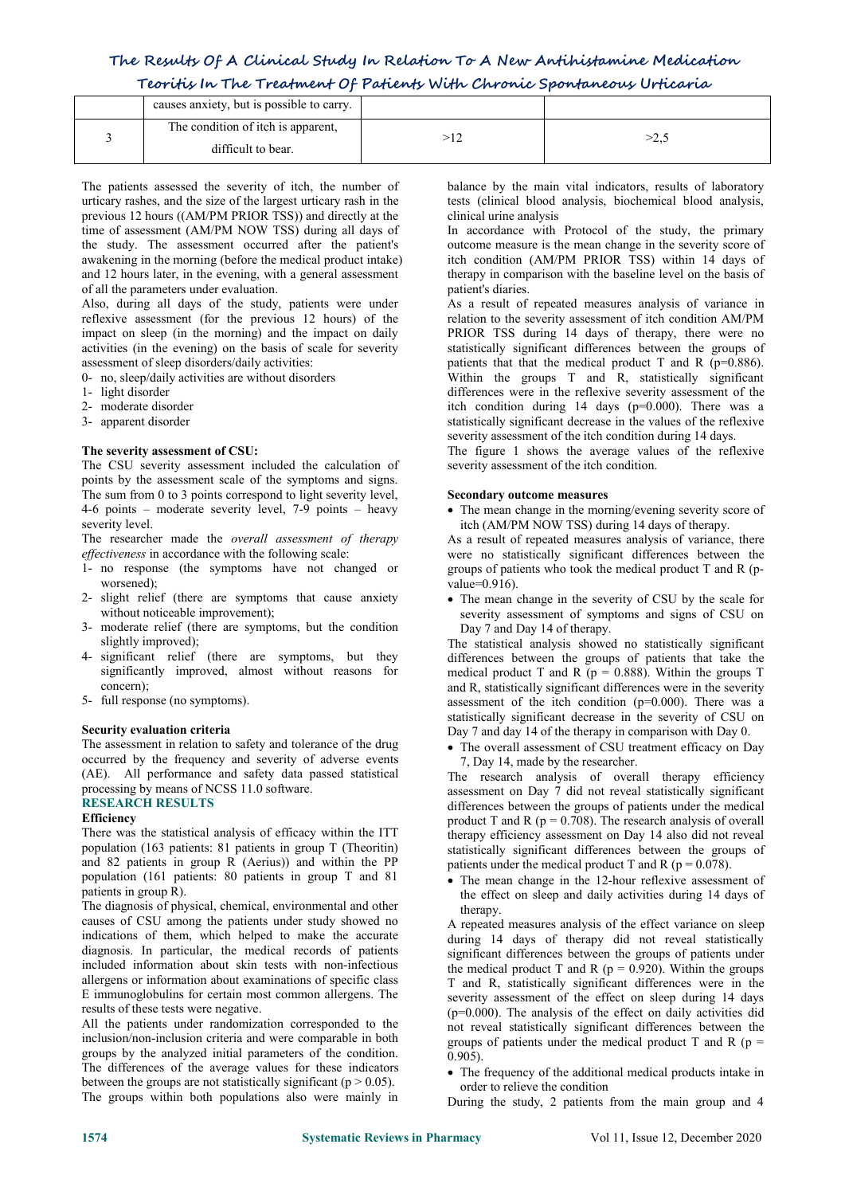|  | causes anxiety, but is possible to carry. |  |  |
|---|---|---|---|
| 3 | The condition of itch is apparent, difficult to bear. | >12 | >2,5 |

The patients assessed the severity of itch, the number of urticary rashes, and the size of the largest urticary rash in the previous 12 hours ((AM/PM PRIOR TSS)) and directly at the time of assessment (AM/PM NOW TSS) during all days of the study. The assessment occurred after the patient's awakening in the morning (before the medical product intake) and 12 hours later, in the evening, with a general assessment of all the parameters under evaluation.

Also, during all days of the study, patients were under reflexive assessment (for the previous 12 hours) of the impact on sleep (in the morning) and the impact on daily activities (in the evening) on the basis of scale for severity assessment of sleep disorders/daily activities:

0- no, sleep/daily activities are without disorders
1- light disorder
2- moderate disorder
3- apparent disorder

**The severity assessment of CSU:**

The CSU severity assessment included the calculation of points by the assessment scale of the symptoms and signs. The sum from 0 to 3 points correspond to light severity level, 4-6 points – moderate severity level, 7-9 points – heavy severity level.

The researcher made the *overall assessment of therapy effectiveness* in accordance with the following scale:

1- no response (the symptoms have not changed or worsened);
2- slight relief (there are symptoms that cause anxiety without noticeable improvement);
3- moderate relief (there are symptoms, but the condition slightly improved);
4- significant relief (there are symptoms, but they significantly improved, almost without reasons for concern);
5- full response (no symptoms).

**Security evaluation criteria**

The assessment in relation to safety and tolerance of the drug occurred by the frequency and severity of adverse events (AE). All performance and safety data passed statistical processing by means of NCSS 11.0 software.

## RESEARCH RESULTS

**Efficiency**

There was the statistical analysis of efficacy within the ITT population (163 patients: 81 patients in group T (Theoritin) and 82 patients in group R (Aerius)) and within the PP population (161 patients: 80 patients in group T and 81 patients in group R).

The diagnosis of physical, chemical, environmental and other causes of CSU among the patients under study showed no indications of them, which helped to make the accurate diagnosis. In particular, the medical records of patients included information about skin tests with non-infectious allergens or information about examinations of specific class E immunoglobulins for certain most common allergens. The results of these tests were negative.

All the patients under randomization corresponded to the inclusion/non-inclusion criteria and were comparable in both groups by the analyzed initial parameters of the condition. The differences of the average values for these indicators between the groups are not statistically significant ($p > 0.05$).

The groups within both populations also were mainly in balance by the main vital indicators, results of laboratory tests (clinical blood analysis, biochemical blood analysis, clinical urine analysis

In accordance with Protocol of the study, the primary outcome measure is the mean change in the severity score of itch condition (AM/PM PRIOR TSS) within 14 days of therapy in comparison with the baseline level on the basis of patient's diaries.

As a result of repeated measures analysis of variance in relation to the severity assessment of itch condition AM/PM PRIOR TSS during 14 days of therapy, there were no statistically significant differences between the groups of patients that that the medical product T and R ($p=0.886$). Within the groups T and R, statistically significant differences were in the reflexive severity assessment of the itch condition during 14 days ($p=0.000$). There was a statistically significant decrease in the values of the reflexive severity assessment of the itch condition during 14 days.

The figure 1 shows the average values of the reflexive severity assessment of the itch condition.

**Secondary outcome measures**

- The mean change in the morning/evening severity score of itch (AM/PM NOW TSS) during 14 days of therapy.

As a result of repeated measures analysis of variance, there were no statistically significant differences between the groups of patients who took the medical product T and R (p-value=0.916).

- The mean change in the severity of CSU by the scale for severity assessment of symptoms and signs of CSU on Day 7 and Day 14 of therapy.

The statistical analysis showed no statistically significant differences between the groups of patients that take the medical product T and R ($p = 0.888$). Within the groups T and R, statistically significant differences were in the severity assessment of the itch condition ($p=0.000$). There was a statistically significant decrease in the severity of CSU on Day 7 and day 14 of the therapy in comparison with Day 0.

- The overall assessment of CSU treatment efficacy on Day 7, Day 14, made by the researcher.

The research analysis of overall therapy efficiency assessment on Day 7 did not reveal statistically significant differences between the groups of patients under the medical product T and R ($p = 0.708$). The research analysis of overall therapy efficiency assessment on Day 14 also did not reveal statistically significant differences between the groups of patients under the medical product T and R ($p = 0.078$).

- The mean change in the 12-hour reflexive assessment of the effect on sleep and daily activities during 14 days of therapy.

A repeated measures analysis of the effect variance on sleep during 14 days of therapy did not reveal statistically significant differences between the groups of patients under the medical product T and R ($p = 0.920$). Within the groups T and R, statistically significant differences were in the severity assessment of the effect on sleep during 14 days ($p=0.000$). The analysis of the effect on daily activities did not reveal statistically significant differences between the groups of patients under the medical product T and R ($p = 0.905$).

- The frequency of the additional medical products intake in order to relieve the condition

During the study, 2 patients from the main group and 4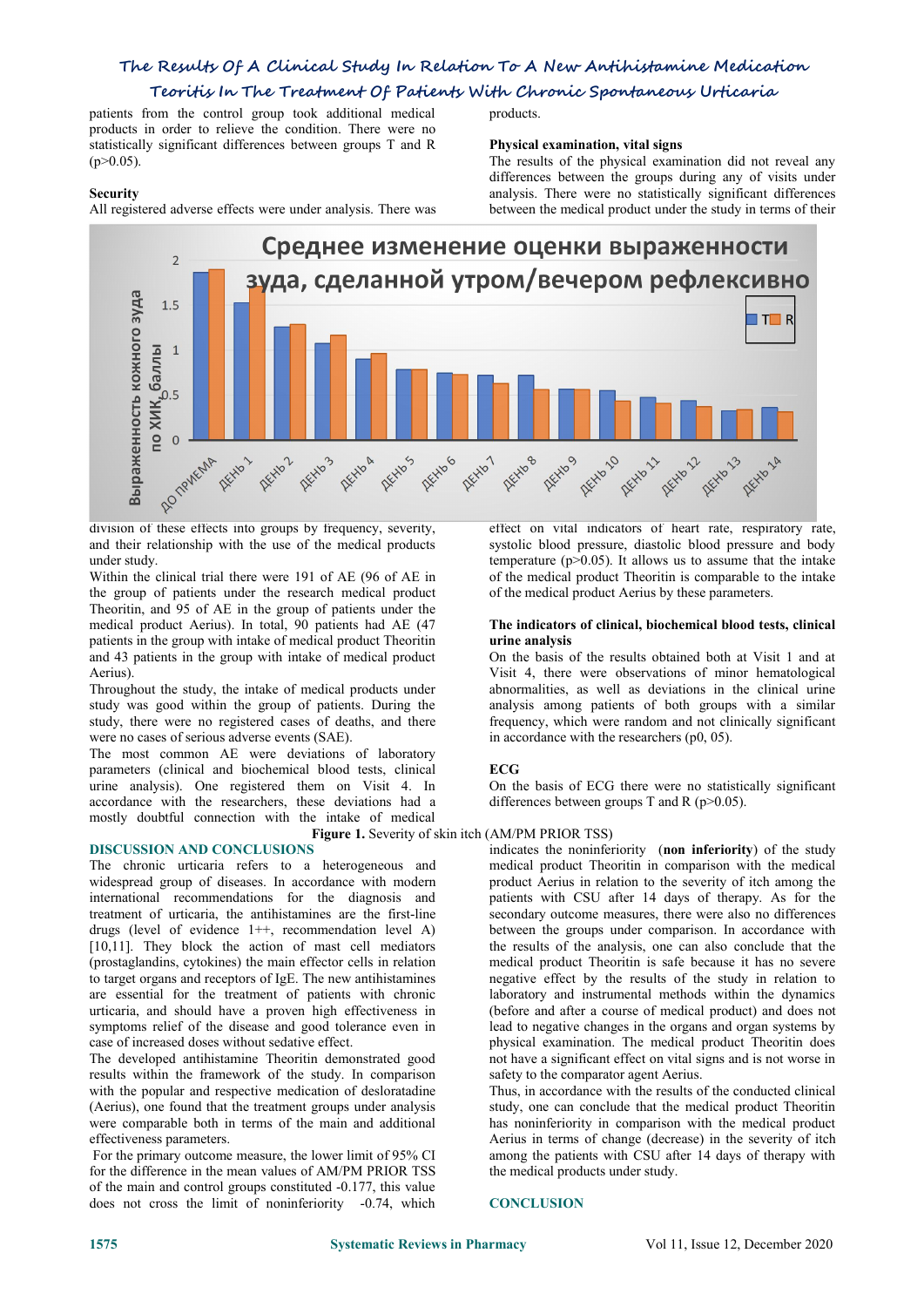patients from the control group took additional medical products in order to relieve the condition. There were no statistically significant differences between groups T and R ($p>0.05$).

### Security

All registered adverse effects were under analysis. There was division of these effects into groups by frequency, severity, and their relationship with the use of the medical products under study.

Within the clinical trial there were 191 of AE (96 of AE in the group of patients under the research medical product Theoritin, and 95 of AE in the group of patients under the medical product Aerius). In total, 90 patients had AE (47 patients in the group with intake of medical product Theoritin and 43 patients in the group with intake of medical product Aerius).

Throughout the study, the intake of medical products under study was good within the group of patients. During the study, there were no registered cases of deaths, and there were no cases of serious adverse events (SAE).

The most common AE were deviations of laboratory parameters (clinical and biochemical blood tests, clinical urine analysis). One registered them on Visit 4. In accordance with the researchers, these deviations had a mostly doubtful connection with the intake of medical products.

### Physical examination, vital signs

The results of the physical examination did not reveal any differences between the groups during any of visits under analysis. There were no statistically significant differences between the medical product under the study in terms of their effect on vital indicators of heart rate, respiratory rate, systolic blood pressure, diastolic blood pressure and body temperature ($p>0.05$). It allows us to assume that the intake of the medical product Theoritin is comparable to the intake of the medical product Aerius by these parameters.

### The indicators of clinical, biochemical blood tests, clinical urine analysis

On the basis of the results obtained both at Visit 1 and at Visit 4, there were observations of minor hematological abnormalities, as well as deviations in the clinical urine analysis among patients of both groups with a similar frequency, which were random and not clinically significant in accordance with the researchers (p0, 05).

### ECG

On the basis of ECG there were no statistically significant differences between groups T and R ($p>0.05$).

**Figure 1.** Severity of skin itch (AM/PM PRIOR TSS)

## DISCUSSION AND CONCLUSIONS

The chronic urticaria refers to a heterogeneous and widespread group of diseases. In accordance with modern international recommendations for the diagnosis and treatment of urticaria, the antihistamines are the first-line drugs (level of evidence 1++, recommendation level A) [10,11]. They block the action of mast cell mediators (prostaglandins, cytokines) the main effector cells in relation to target organs and receptors of IgE. The new antihistamines are essential for the treatment of patients with chronic urticaria, and should have a proven high effectiveness in symptoms relief of the disease and good tolerance even in case of increased doses without sedative effect.

The developed antihistamine Theoritin demonstrated good results within the framework of the study. In comparison with the popular and respective medication of desloratadine (Aerius), one found that the treatment groups under analysis were comparable both in terms of the main and additional effectiveness parameters.

For the primary outcome measure, the lower limit of 95% CI for the difference in the mean values of AM/PM PRIOR TSS of the main and control groups constituted -0.177, this value does not cross the limit of noninferiority -0.74, which indicates the noninferiority (**non inferiority**) of the study medical product Theoritin in comparison with the medical product Aerius in relation to the severity of itch among the patients with CSU after 14 days of therapy. As for the secondary outcome measures, there were also no differences between the groups under comparison. In accordance with the results of the analysis, one can also conclude that the medical product Theoritin is safe because it has no severe negative effect by the results of the study in relation to laboratory and instrumental methods within the dynamics (before and after a course of medical product) and does not lead to negative changes in the organs and organ systems by physical examination. The medical product Theoritin does not have a significant effect on vital signs and is not worse in safety to the comparator agent Aerius.

Thus, in accordance with the results of the conducted clinical study, one can conclude that the medical product Theoritin has noninferiority in comparison with the medical product Aerius in terms of change (decrease) in the severity of itch among the patients with CSU after 14 days of therapy with the medical products under study.

## CONCLUSION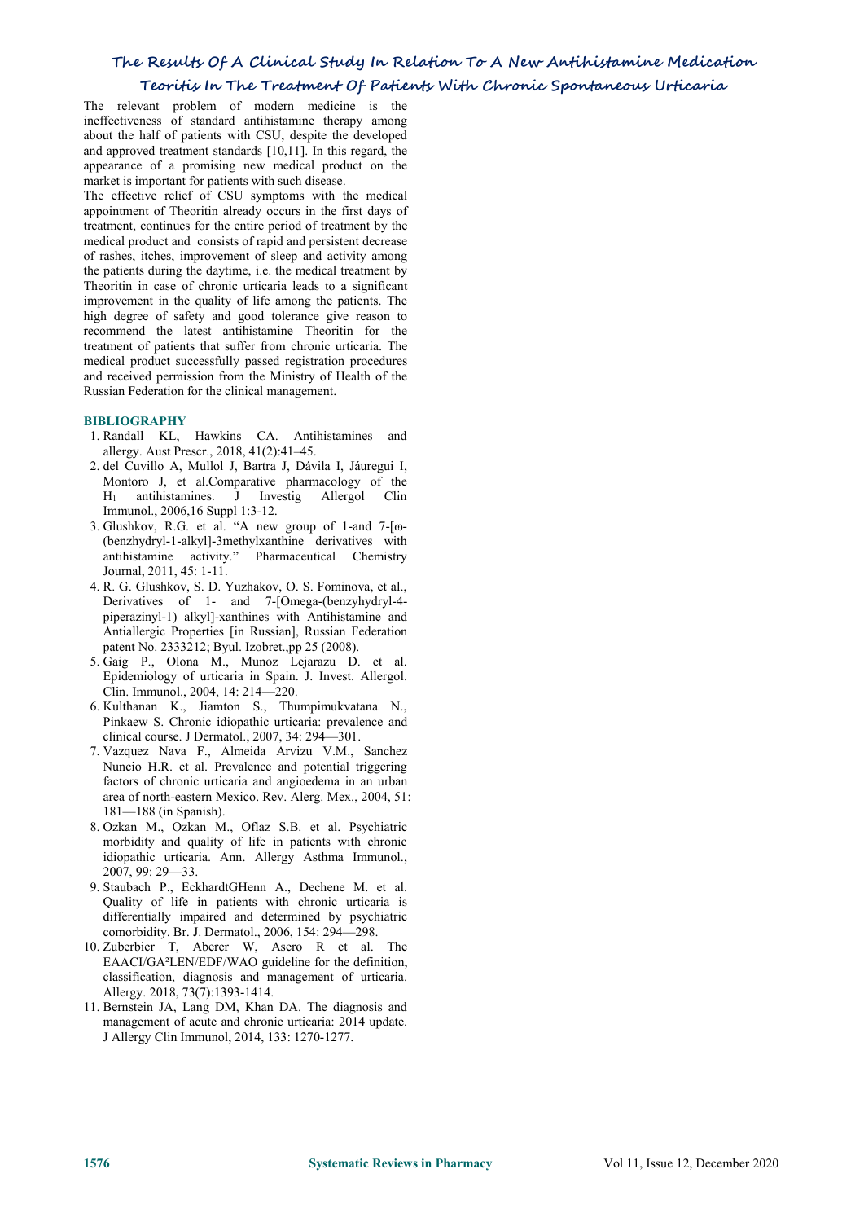The relevant problem of modern medicine is the ineffectiveness of standard antihistamine therapy among about the half of patients with CSU, despite the developed and approved treatment standards [10,11]. In this regard, the appearance of a promising new medical product on the market is important for patients with such disease.

The effective relief of CSU symptoms with the medical appointment of Theoritin already occurs in the first days of treatment, continues for the entire period of treatment by the medical product and consists of rapid and persistent decrease of rashes, itches, improvement of sleep and activity among the patients during the daytime, i.e. the medical treatment by Theoritin in case of chronic urticaria leads to a significant improvement in the quality of life among the patients. The high degree of safety and good tolerance give reason to recommend the latest antihistamine Theoritin for the treatment of patients that suffer from chronic urticaria. The medical product successfully passed registration procedures and received permission from the Ministry of Health of the Russian Federation for the clinical management.

## BIBLIOGRAPHY

1. Randall KL, Hawkins CA. Antihistamines and allergy. Aust Prescr., 2018, 41(2):41–45.
2. del Cuvillo A, Mullol J, Bartra J, Dávila I, Jáuregui I, Montoro J, et al.Comparative pharmacology of the $H_1$ antihistamines. J Investig Allergol Clin Immunol., 2006,16 Suppl 1:3-12.
3. Glushkov, R.G. et al. "A new group of 1-and 7-[ω-(benzhydryl-1-alkyl]-3methylxanthine derivatives with antihistamine activity." Pharmaceutical Chemistry Journal, 2011, 45: 1-11.
4. R. G. Glushkov, S. D. Yuzhakov, O. S. Fominova, et al., Derivatives of 1- and 7-[Omega-(benzyhydryl-4-piperazinyl-1) alkyl]-xanthines with Antihistamine and Antiallergic Properties [in Russian], Russian Federation patent No. 2333212; Byul. Izobret.,pp 25 (2008).
5. Gaig P., Olona M., Munoz Lejarazu D. et al. Epidemiology of urticaria in Spain. J. Invest. Allergol. Clin. Immunol., 2004, 14: 214—220.
6. Kulthanan K., Jiamton S., Thumpimukvatana N., Pinkaew S. Chronic idiopathic urticaria: prevalence and clinical course. J Dermatol., 2007, 34: 294—301.
7. Vazquez Nava F., Almeida Arvizu V.M., Sanchez Nuncio H.R. et al. Prevalence and potential triggering factors of chronic urticaria and angioedema in an urban area of north-eastern Mexico. Rev. Alerg. Mex., 2004, 51: 181—188 (in Spanish).
8. Ozkan M., Ozkan M., Oflaz S.B. et al. Psychiatric morbidity and quality of life in patients with chronic idiopathic urticaria. Ann. Allergy Asthma Immunol., 2007, 99: 29—33.
9. Staubach P., EckhardtGHenn A., Dechene M. et al. Quality of life in patients with chronic urticaria is differentially impaired and determined by psychiatric comorbidity. Br. J. Dermatol., 2006, 154: 294—298.
10. Zuberbier T, Aberer W, Asero R et al. The EAACI/GA²LEN/EDF/WAO guideline for the definition, classification, diagnosis and management of urticaria. Allergy. 2018, 73(7):1393-1414.
11. Bernstein JA, Lang DM, Khan DA. The diagnosis and management of acute and chronic urticaria: 2014 update. J Allergy Clin Immunol, 2014, 133: 1270-1277.